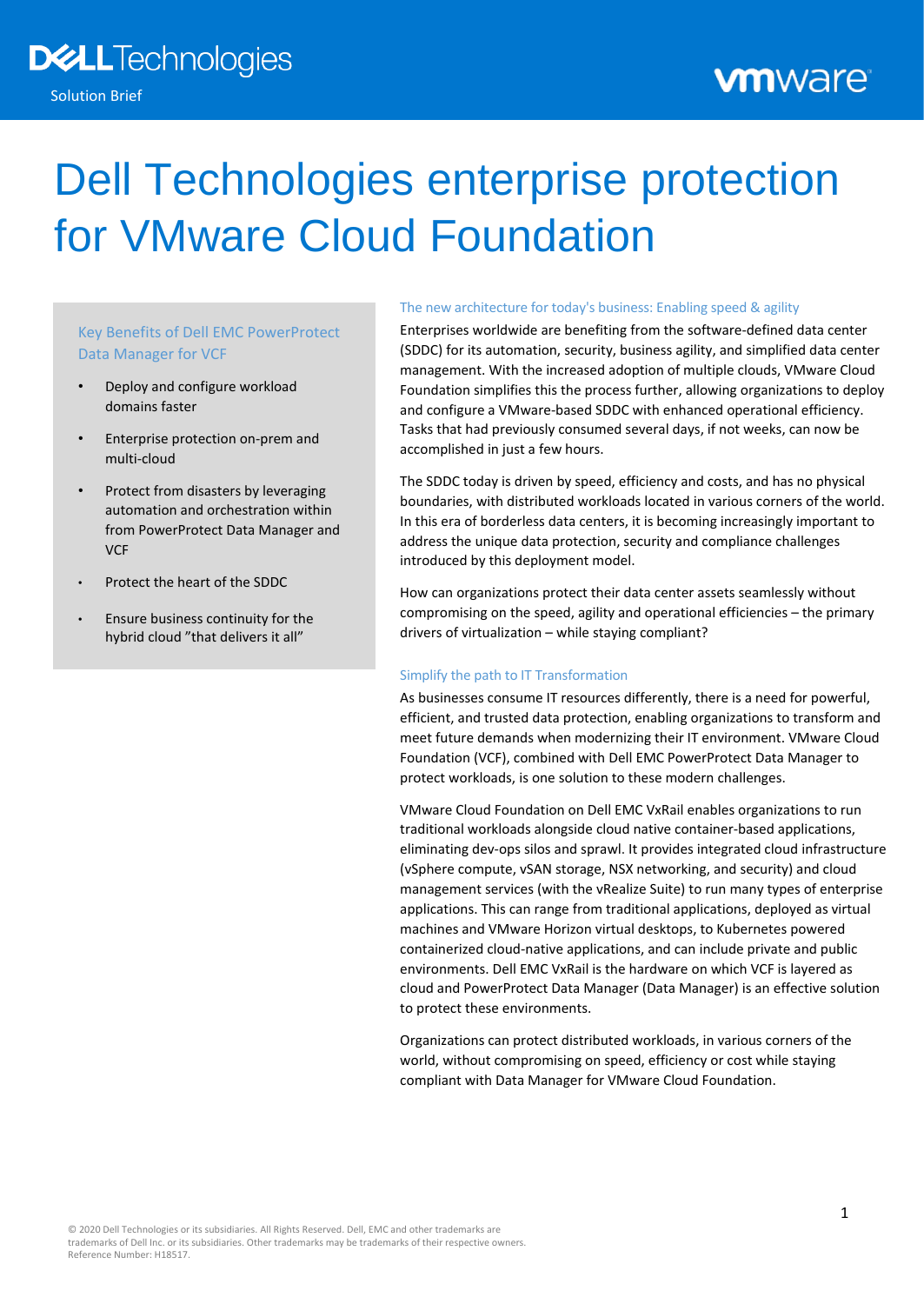Dell Technologies

Solution Brief

vmware

# Dell Technologies enterprise protection for VMware Cloud Foundation

### Key Benefits of Dell EMC PowerProtect Data Manager for VCF

- Deploy and configure workload domains faster
- Enterprise protection on-prem and multi-cloud
- Protect from disasters by leveraging automation and orchestration within from PowerProtect Data Manager and VCF
- Protect the heart of the SDDC
- Ensure business continuity for the hybrid cloud "that delivers it all"

### The new architecture for today's business: Enabling speed & agility

Enterprises worldwide are benefiting from the software-defined data center (SDDC) for its automation, security, business agility, and simplified data center management. With the increased adoption of multiple clouds, VMware Cloud Foundation simplifies this the process further, allowing organizations to deploy and configure a VMware-based SDDC with enhanced operational efficiency. Tasks that had previously consumed several days, if not weeks, can now be accomplished in just a few hours.

The SDDC today is driven by speed, efficiency and costs, and has no physical boundaries, with distributed workloads located in various corners of the world. In this era of borderless data centers, it is becoming increasingly important to address the unique data protection, security and compliance challenges introduced by this deployment model.

How can organizations protect their data center assets seamlessly without compromising on the speed, agility and operational efficiencies – the primary drivers of virtualization – while staying compliant?

### Simplify the path to IT Transformation

As businesses consume IT resources differently, there is a need for powerful, efficient, and trusted data protection, enabling organizations to transform and meet future demands when modernizing their IT environment. VMware Cloud Foundation (VCF), combined with Dell EMC PowerProtect Data Manager to protect workloads, is one solution to these modern challenges.

VMware Cloud Foundation on Dell EMC VxRail enables organizations to run traditional workloads alongside cloud native container-based applications, eliminating dev-ops silos and sprawl. It provides integrated cloud infrastructure (vSphere compute, vSAN storage, NSX networking, and security) and cloud management services (with the vRealize Suite) to run many types of enterprise applications. This can range from traditional applications, deployed as virtual machines and VMware Horizon virtual desktops, to Kubernetes powered containerized cloud-native applications, and can include private and public environments. Dell EMC VxRail is the hardware on which VCF is layered as cloud and PowerProtect Data Manager (Data Manager) is an effective solution to protect these environments.

Organizations can protect distributed workloads, in various corners of the world, without compromising on speed, efficiency or cost while staying compliant with Data Manager for VMware Cloud Foundation.

© 2020 Dell Technologies or its subsidiaries. All Rights Reserved. Dell, EMC and other trademarks are trademarks of Dell Inc. or its subsidiaries. Other trademarks may be trademarks of their respective owners. Reference Number: H18517.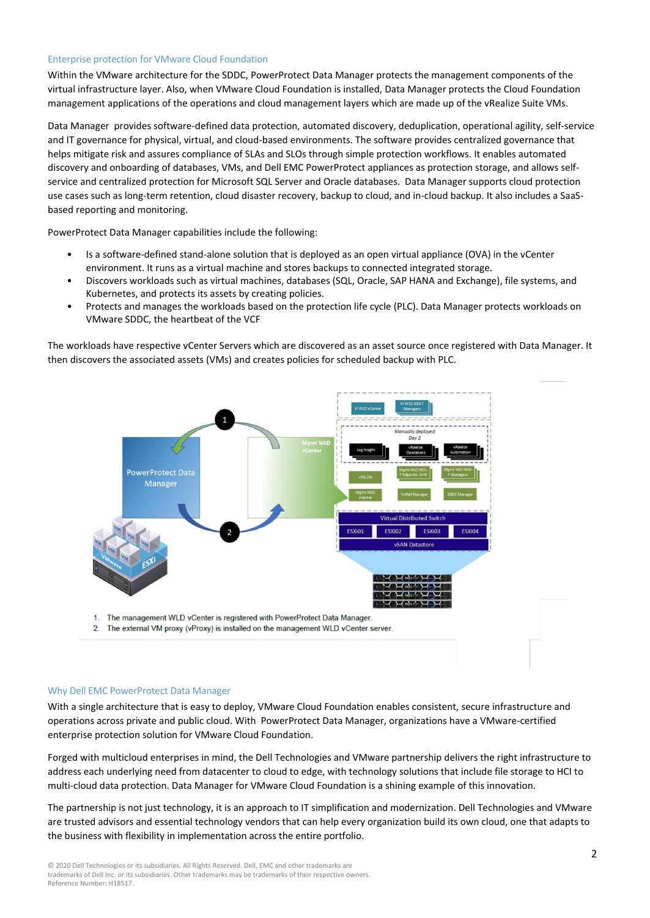## Enterprise protection for VMware Cloud Foundation

Within the VMware architecture for the SDDC, PowerProtect Data Manager protects the management components of the virtual infrastructure layer. Also, when VMware Cloud Foundation is installed, Data Manager protects the Cloud Foundation management applications of the operations and cloud management layers which are made up of the vRealize Suite VMs.

Data Manager provides software-defined data protection, automated discovery, deduplication, operational agility, self-service and IT governance for physical, virtual, and cloud-based environments. The software provides centralized governance that helps mitigate risk and assures compliance of SLAs and SLOs through simple protection workflows. It enables automated discovery and onboarding of databases, VMs, and Dell EMC PowerProtect appliances as protection storage, and allows self-service and centralized protection for Microsoft SQL Server and Oracle databases. Data Manager supports cloud protection use cases such as long-term retention, cloud disaster recovery, backup to cloud, and in-cloud backup. It also includes a SaaS-based reporting and monitoring.

PowerProtect Data Manager capabilities include the following:

- Is a software-defined stand-alone solution that is deployed as an open virtual appliance (OVA) in the vCenter environment. It runs as a virtual machine and stores backups to connected integrated storage.
- Discovers workloads such as virtual machines, databases (SQL, Oracle, SAP HANA and Exchange), file systems, and Kubernetes, and protects its assets by creating policies.
- Protects and manages the workloads based on the protection life cycle (PLC). Data Manager protects workloads on VMware SDDC, the heartbeat of the VCF

The workloads have respective vCenter Servers which are discovered as an asset source once registered with Data Manager. It then discovers the associated assets (VMs) and creates policies for scheduled backup with PLC.

1. The management WLD vCenter is registered with PowerProtect Data Manager.
2. The external VM proxy (vProxy) is installed on the management WLD vCenter server.

## Why Dell EMC PowerProtect Data Manager

With a single architecture that is easy to deploy, VMware Cloud Foundation enables consistent, secure infrastructure and operations across private and public cloud. With PowerProtect Data Manager, organizations have a VMware-certified enterprise protection solution for VMware Cloud Foundation.

Forged with multicloud enterprises in mind, the Dell Technologies and VMware partnership delivers the right infrastructure to address each underlying need from datacenter to cloud to edge, with technology solutions that include file storage to HCI to multi-cloud data protection. Data Manager for VMware Cloud Foundation is a shining example of this innovation.

The partnership is not just technology, it is an approach to IT simplification and modernization. Dell Technologies and VMware are trusted advisors and essential technology vendors that can help every organization build its own cloud, one that adapts to the business with flexibility in implementation across the entire portfolio.

© 2020 Dell Technologies or its subsidiaries. All Rights Reserved. Dell, EMC and other trademarks are trademarks of Dell Inc. or its subsidiaries. Other trademarks may be trademarks of their respective owners.
Reference Number: H18517.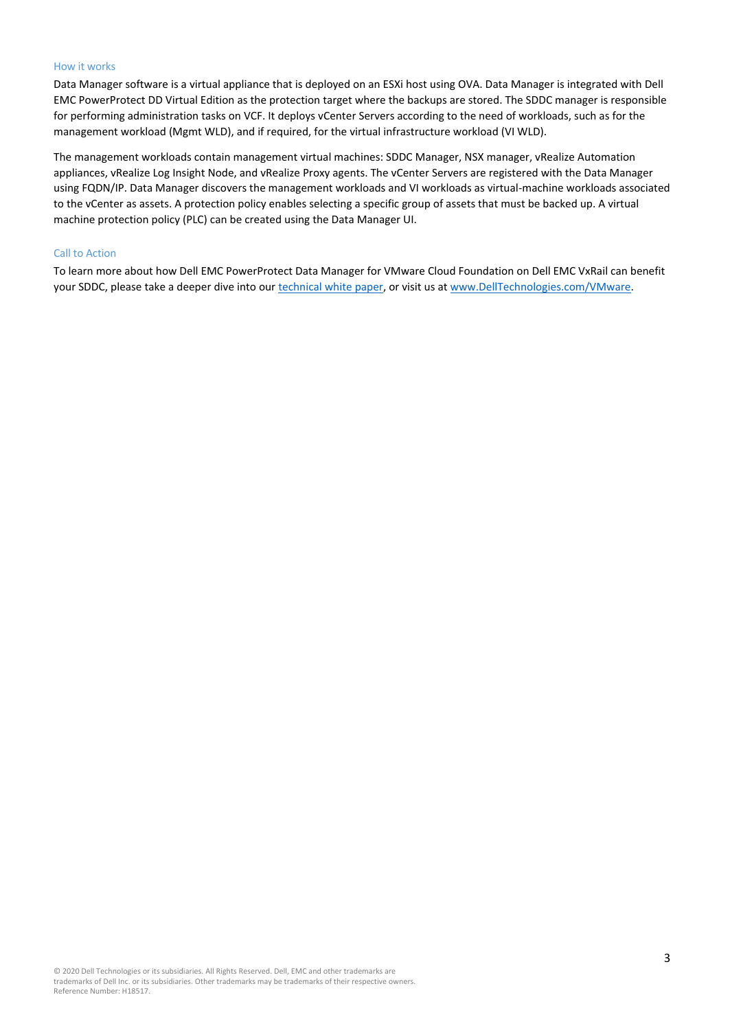## How it works

Data Manager software is a virtual appliance that is deployed on an ESXi host using OVA. Data Manager is integrated with Dell EMC PowerProtect DD Virtual Edition as the protection target where the backups are stored. The SDDC manager is responsible for performing administration tasks on VCF. It deploys vCenter Servers according to the need of workloads, such as for the management workload (Mgmt WLD), and if required, for the virtual infrastructure workload (VI WLD).

The management workloads contain management virtual machines: SDDC Manager, NSX manager, vRealize Automation appliances, vRealize Log Insight Node, and vRealize Proxy agents. The vCenter Servers are registered with the Data Manager using FQDN/IP. Data Manager discovers the management workloads and VI workloads as virtual-machine workloads associated to the vCenter as assets. A protection policy enables selecting a specific group of assets that must be backed up. A virtual machine protection policy (PLC) can be created using the Data Manager UI.

## Call to Action

To learn more about how Dell EMC PowerProtect Data Manager for VMware Cloud Foundation on Dell EMC VxRail can benefit your SDDC, please take a deeper dive into our technical white paper, or visit us at www.DellTechnologies.com/VMware.

© 2020 Dell Technologies or its subsidiaries. All Rights Reserved. Dell, EMC and other trademarks are trademarks of Dell Inc. or its subsidiaries. Other trademarks may be trademarks of their respective owners. Reference Number: H18517.